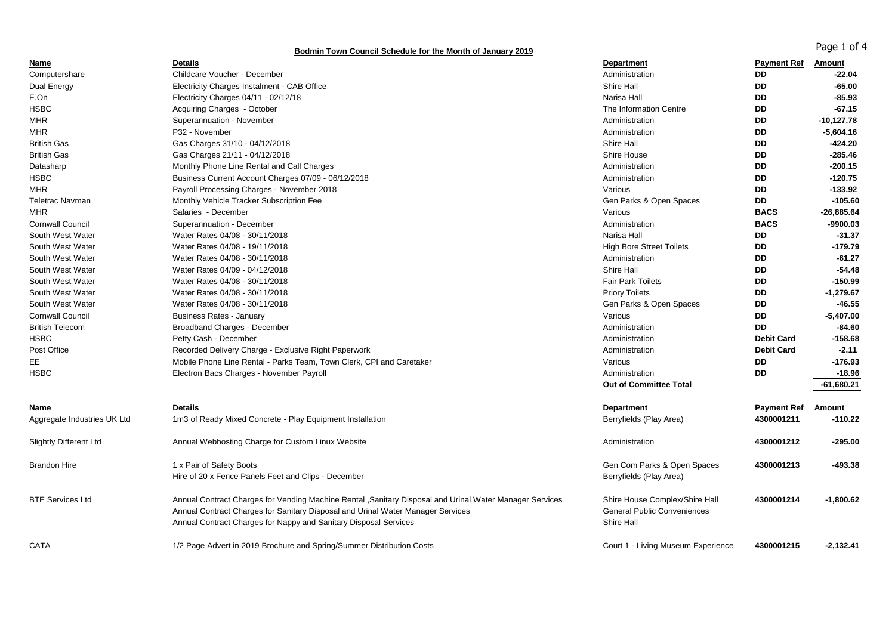**Bodmin Town Council Schedule for the Month of January 2019**

| Name | Details | Department | Payment Ref | Amount |
|---|---|---|---|---|
| Computershare | Childcare Voucher - December | Administration | DD | -22.04 |
| Dual Energy | Electricity Charges Instalment - CAB Office | Shire Hall | DD | -65.00 |
| E.On | Electricity Charges 04/11 - 02/12/18 | Narisa Hall | DD | -85.93 |
| HSBC | Acquiring Charges - October | The Information Centre | DD | -67.15 |
| MHR | Superannuation - November | Administration | DD | -10,127.78 |
| MHR | P32 - November | Administration | DD | -5,604.16 |
| British Gas | Gas Charges 31/10 - 04/12/2018 | Shire Hall | DD | -424.20 |
| British Gas | Gas Charges 21/11 - 04/12/2018 | Shire House | DD | -285.46 |
| Datasharp | Monthly Phone Line Rental and Call Charges | Administration | DD | -200.15 |
| HSBC | Business Current Account Charges 07/09 - 06/12/2018 | Administration | DD | -120.75 |
| MHR | Payroll Processing Charges - November 2018 | Various | DD | -133.92 |
| Teletrac Navman | Monthly Vehicle Tracker Subscription Fee | Gen Parks & Open Spaces | DD | -105.60 |
| MHR | Salaries - December | Various | BACS | -26,885.64 |
| Cornwall Council | Superannuation - December | Administration | BACS | -9900.03 |
| South West Water | Water Rates 04/08 - 30/11/2018 | Narisa Hall | DD | -31.37 |
| South West Water | Water Rates 04/08 - 19/11/2018 | High Bore Street Toilets | DD | -179.79 |
| South West Water | Water Rates 04/08 - 30/11/2018 | Administration | DD | -61.27 |
| South West Water | Water Rates 04/09 - 04/12/2018 | Shire Hall | DD | -54.48 |
| South West Water | Water Rates 04/08 - 30/11/2018 | Fair Park Toilets | DD | -150.99 |
| South West Water | Water Rates 04/08 - 30/11/2018 | Priory Toilets | DD | -1,279.67 |
| South West Water | Water Rates 04/08 - 30/11/2018 | Gen Parks & Open Spaces | DD | -46.55 |
| Cornwall Council | Business Rates - January | Various | DD | -5,407.00 |
| British Telecom | Broadband Charges - December | Administration | DD | -84.60 |
| HSBC | Petty Cash - December | Administration | Debit Card | -158.68 |
| Post Office | Recorded Delivery Charge - Exclusive Right Paperwork | Administration | Debit Card | -2.11 |
| EE | Mobile Phone Line Rental - Parks Team, Town Clerk, CPI and Caretaker | Various | DD | -176.93 |
| HSBC | Electron Bacs Charges - November Payroll | Administration | DD | -18.96 |
| | | **Out of Committee Total** | | -61,680.21 |

| Name | Details | Department | Payment Ref | Amount |
|---|---|---|---|---|
| Aggregate Industries UK Ltd | 1m3 of Ready Mixed Concrete - Play Equipment Installation | Berryfields (Play Area) | 4300001211 | -110.22 |
| Slightly Different Ltd | Annual Webhosting Charge for Custom Linux Website | Administration | 4300001212 | -295.00 |
| Brandon Hire | 1 x Pair of Safety Boots | Gen Com Parks & Open Spaces | 4300001213 | -493.38 |
| | Hire of 20 x Fence Panels Feet and Clips - December | Berryfields (Play Area) | | |
| BTE Services Ltd | Annual Contract Charges for Vending Machine Rental ,Sanitary Disposal and Urinal Water Manager Services | Shire House Complex/Shire Hall | 4300001214 | -1,800.62 |
| | Annual Contract Charges for Sanitary Disposal and Urinal Water Manager Services | General Public Conveniences | | |
| | Annual Contract Charges for Nappy and Sanitary Disposal Services | Shire Hall | | |
| CATA | 1/2 Page Advert in 2019 Brochure and Spring/Summer Distribution Costs | Court 1 - Living Museum Experience | 4300001215 | -2,132.41 |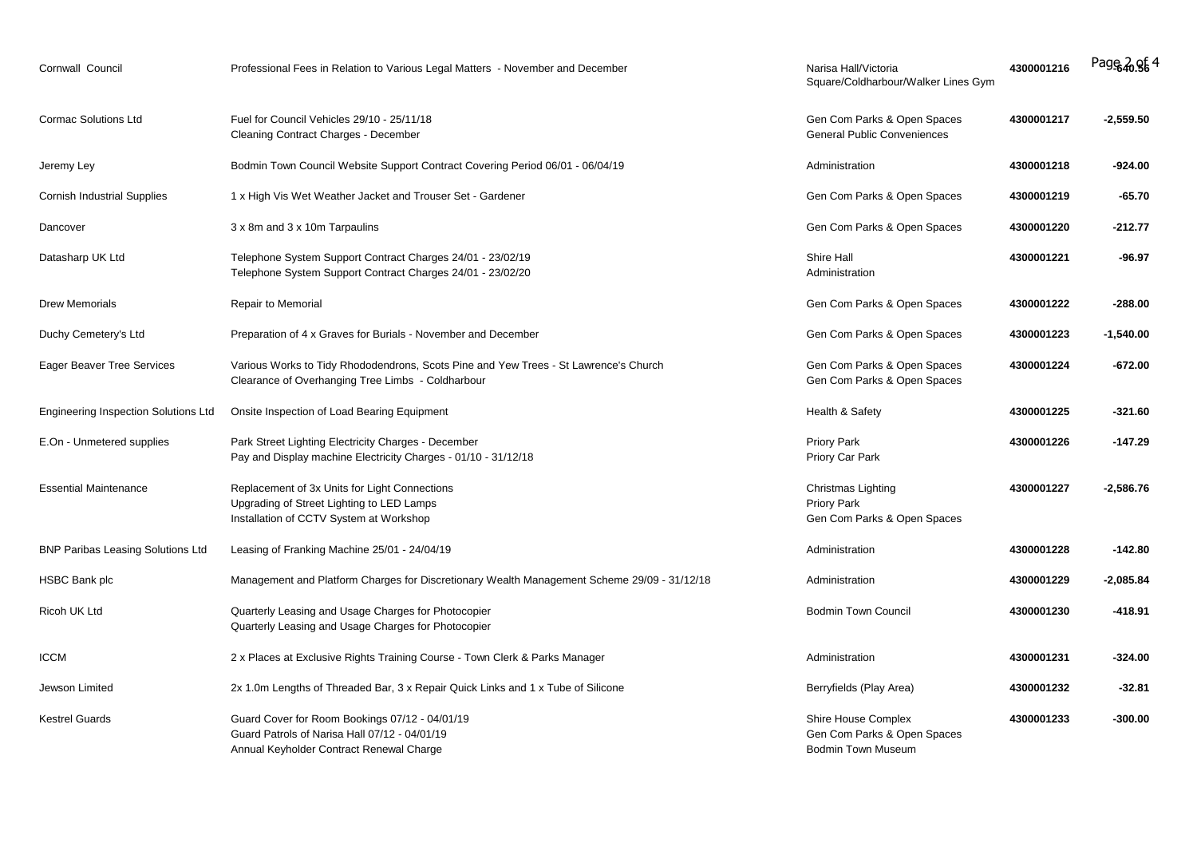| | | | | |
|---|---|---|---|---|
| Cornwall Council | Professional Fees in Relation to Various Legal Matters - November and December | Narisa Hall/Victoria Square/Coldharbour/Walker Lines Gym | **4300001216** | **-640.56** |
| Cormac Solutions Ltd | Fuel for Council Vehicles 29/10 - 25/11/18<br>Cleaning Contract Charges - December | Gen Com Parks & Open Spaces<br>General Public Conveniences | **4300001217** | **-2,559.50** |
| Jeremy Ley | Bodmin Town Council Website Support Contract Covering Period 06/01 - 06/04/19 | Administration | **4300001218** | **-924.00** |
| Cornish Industrial Supplies | 1 x High Vis Wet Weather Jacket and Trouser Set - Gardener | Gen Com Parks & Open Spaces | **4300001219** | **-65.70** |
| Dancover | 3 x 8m and 3 x 10m Tarpaulins | Gen Com Parks & Open Spaces | **4300001220** | **-212.77** |
| Datasharp UK Ltd | Telephone System Support Contract Charges 24/01 - 23/02/19<br>Telephone System Support Contract Charges 24/01 - 23/02/20 | Shire Hall<br>Administration | **4300001221** | **-96.97** |
| Drew Memorials | Repair to Memorial | Gen Com Parks & Open Spaces | **4300001222** | **-288.00** |
| Duchy Cemetery's Ltd | Preparation of 4 x Graves for Burials - November and December | Gen Com Parks & Open Spaces | **4300001223** | **-1,540.00** |
| Eager Beaver Tree Services | Various Works to Tidy Rhododendrons, Scots Pine and Yew Trees - St Lawrence's Church<br>Clearance of Overhanging Tree Limbs - Coldharbour | Gen Com Parks & Open Spaces<br>Gen Com Parks & Open Spaces | **4300001224** | **-672.00** |
| Engineering Inspection Solutions Ltd | Onsite Inspection of Load Bearing Equipment | Health & Safety | **4300001225** | **-321.60** |
| E.On - Unmetered supplies | Park Street Lighting Electricity Charges - December<br>Pay and Display machine Electricity Charges - 01/10 - 31/12/18 | Priory Park<br>Priory Car Park | **4300001226** | **-147.29** |
| Essential Maintenance | Replacement of 3x Units for Light Connections<br>Upgrading of Street Lighting to LED Lamps<br>Installation of CCTV System at Workshop | Christmas Lighting<br>Priory Park<br>Gen Com Parks & Open Spaces | **4300001227** | **-2,586.76** |
| BNP Paribas Leasing Solutions Ltd | Leasing of Franking Machine 25/01 - 24/04/19 | Administration | **4300001228** | **-142.80** |
| HSBC Bank plc | Management and Platform Charges for Discretionary Wealth Management Scheme 29/09 - 31/12/18 | Administration | **4300001229** | **-2,085.84** |
| Ricoh UK Ltd | Quarterly Leasing and Usage Charges for Photocopier<br>Quarterly Leasing and Usage Charges for Photocopier | Bodmin Town Council | **4300001230** | **-418.91** |
| ICCM | 2 x Places at Exclusive Rights Training Course - Town Clerk & Parks Manager | Administration | **4300001231** | **-324.00** |
| Jewson Limited | 2x 1.0m Lengths of Threaded Bar, 3 x Repair Quick Links and 1 x Tube of Silicone | Berryfields (Play Area) | **4300001232** | **-32.81** |
| Kestrel Guards | Guard Cover for Room Bookings 07/12 - 04/01/19<br>Guard Patrols of Narisa Hall 07/12 - 04/01/19<br>Annual Keyholder Contract Renewal Charge | Shire House Complex<br>Gen Com Parks & Open Spaces<br>Bodmin Town Museum | **4300001233** | **-300.00** |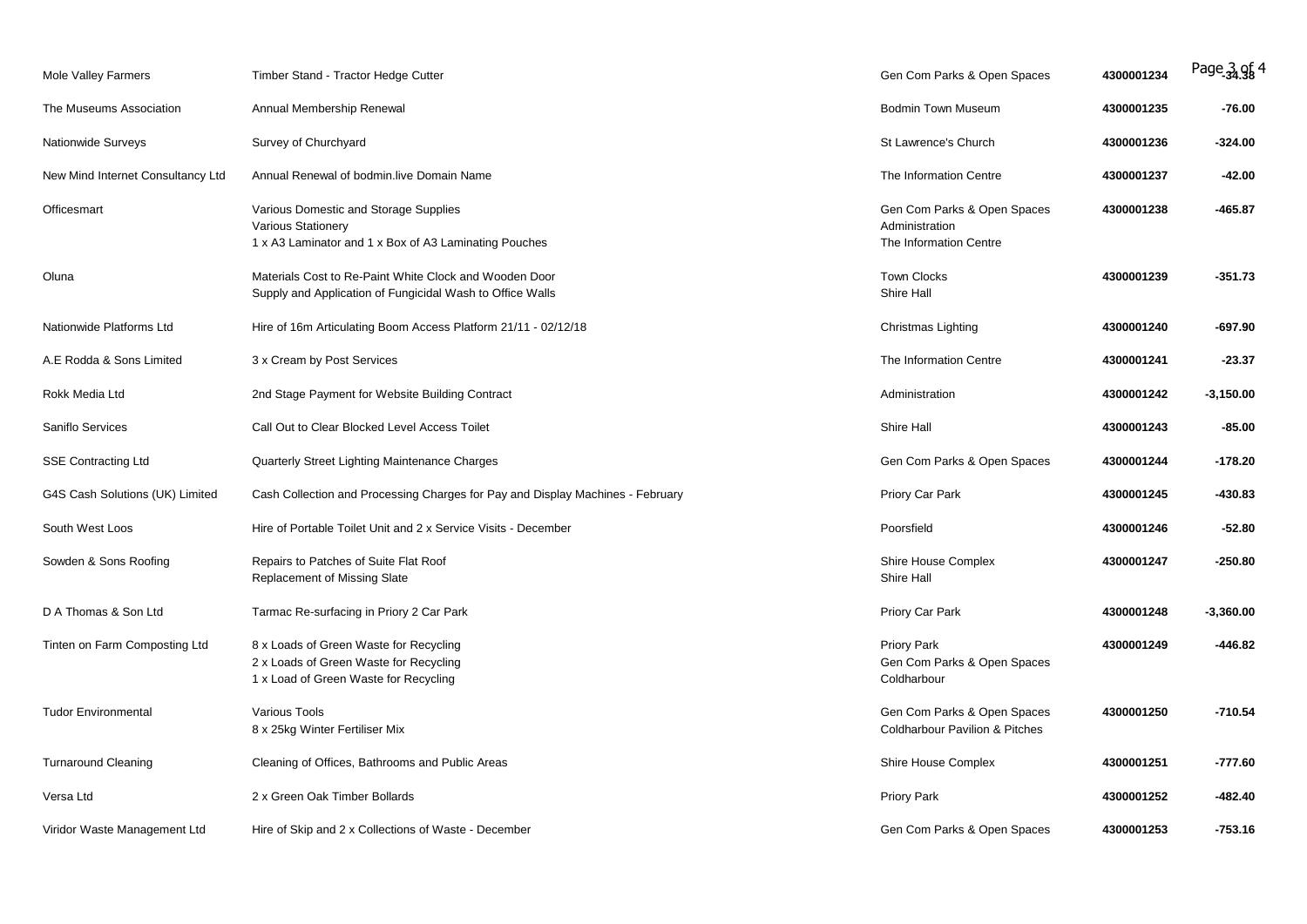| | | | | |
|---|---|---|---|---|
| Mole Valley Farmers | Timber Stand - Tractor Hedge Cutter | Gen Com Parks & Open Spaces | **4300001234** | **-34.38** |
| The Museums Association | Annual Membership Renewal | Bodmin Town Museum | **4300001235** | **-76.00** |
| Nationwide Surveys | Survey of Churchyard | St Lawrence's Church | **4300001236** | **-324.00** |
| New Mind Internet Consultancy Ltd | Annual Renewal of bodmin.live Domain Name | The Information Centre | **4300001237** | **-42.00** |
| Officesmart | Various Domestic and Storage Supplies<br>Various Stationery<br>1 x A3 Laminator and 1 x Box of A3 Laminating Pouches | Gen Com Parks & Open Spaces<br>Administration<br>The Information Centre | **4300001238** | **-465.87** |
| Oluna | Materials Cost to Re-Paint White Clock and Wooden Door<br>Supply and Application of Fungicidal Wash to Office Walls | Town Clocks<br>Shire Hall | **4300001239** | **-351.73** |
| Nationwide Platforms Ltd | Hire of 16m Articulating Boom Access Platform 21/11 - 02/12/18 | Christmas Lighting | **4300001240** | **-697.90** |
| A.E Rodda & Sons Limited | 3 x Cream by Post Services | The Information Centre | **4300001241** | **-23.37** |
| Rokk Media Ltd | 2nd Stage Payment for Website Building Contract | Administration | **4300001242** | **-3,150.00** |
| Saniflo Services | Call Out to Clear Blocked Level Access Toilet | Shire Hall | **4300001243** | **-85.00** |
| SSE Contracting Ltd | Quarterly Street Lighting Maintenance Charges | Gen Com Parks & Open Spaces | **4300001244** | **-178.20** |
| G4S Cash Solutions (UK) Limited | Cash Collection and Processing Charges for Pay and Display Machines - February | Priory Car Park | **4300001245** | **-430.83** |
| South West Loos | Hire of Portable Toilet Unit and 2 x Service Visits - December | Poorsfield | **4300001246** | **-52.80** |
| Sowden & Sons Roofing | Repairs to Patches of Suite Flat Roof<br>Replacement of Missing Slate | Shire House Complex<br>Shire Hall | **4300001247** | **-250.80** |
| D A Thomas & Son Ltd | Tarmac Re-surfacing in Priory 2 Car Park | Priory Car Park | **4300001248** | **-3,360.00** |
| Tinten on Farm Composting Ltd | 8 x Loads of Green Waste for Recycling<br>2 x Loads of Green Waste for Recycling<br>1 x Load of Green Waste for Recycling | Priory Park<br>Gen Com Parks & Open Spaces<br>Coldharbour | **4300001249** | **-446.82** |
| Tudor Environmental | Various Tools<br>8 x 25kg Winter Fertiliser Mix | Gen Com Parks & Open Spaces<br>Coldharbour Pavilion & Pitches | **4300001250** | **-710.54** |
| Turnaround Cleaning | Cleaning of Offices, Bathrooms and Public Areas | Shire House Complex | **4300001251** | **-777.60** |
| Versa Ltd | 2 x Green Oak Timber Bollards | Priory Park | **4300001252** | **-482.40** |
| Viridor Waste Management Ltd | Hire of Skip and 2 x Collections of Waste - December | Gen Com Parks & Open Spaces | **4300001253** | **-753.16** |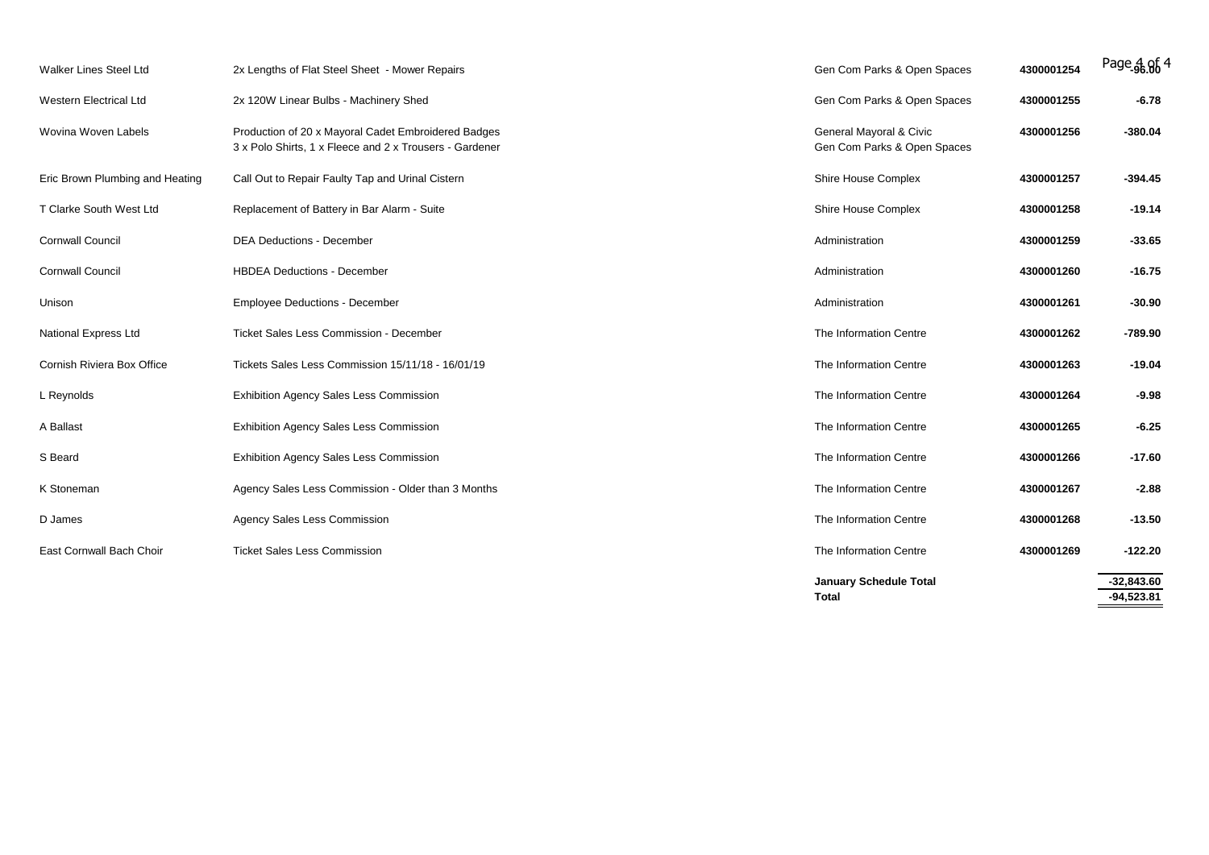| | | | | |
|---|---|---|---|---|
| Walker Lines Steel Ltd | 2x Lengths of Flat Steel Sheet - Mower Repairs | Gen Com Parks & Open Spaces | **4300001254** | **-96.00** |
| Western Electrical Ltd | 2x 120W Linear Bulbs - Machinery Shed | Gen Com Parks & Open Spaces | **4300001255** | **-6.78** |
| Wovina Woven Labels | Production of 20 x Mayoral Cadet Embroidered Badges<br>3 x Polo Shirts, 1 x Fleece and 2 x Trousers - Gardener | General Mayoral & Civic<br>Gen Com Parks & Open Spaces | **4300001256** | **-380.04** |
| Eric Brown Plumbing and Heating | Call Out to Repair Faulty Tap and Urinal Cistern | Shire House Complex | **4300001257** | **-394.45** |
| T Clarke South West Ltd | Replacement of Battery in Bar Alarm - Suite | Shire House Complex | **4300001258** | **-19.14** |
| Cornwall Council | DEA Deductions - December | Administration | **4300001259** | **-33.65** |
| Cornwall Council | HBDEA Deductions - December | Administration | **4300001260** | **-16.75** |
| Unison | Employee Deductions - December | Administration | **4300001261** | **-30.90** |
| National Express Ltd | Ticket Sales Less Commission - December | The Information Centre | **4300001262** | **-789.90** |
| Cornish Riviera Box Office | Tickets Sales Less Commission 15/11/18 - 16/01/19 | The Information Centre | **4300001263** | **-19.04** |
| L Reynolds | Exhibition Agency Sales Less Commission | The Information Centre | **4300001264** | **-9.98** |
| A Ballast | Exhibition Agency Sales Less Commission | The Information Centre | **4300001265** | **-6.25** |
| S Beard | Exhibition Agency Sales Less Commission | The Information Centre | **4300001266** | **-17.60** |
| K Stoneman | Agency Sales Less Commission - Older than 3 Months | The Information Centre | **4300001267** | **-2.88** |
| D James | Agency Sales Less Commission | The Information Centre | **4300001268** | **-13.50** |
| East Cornwall Bach Choir | Ticket Sales Less Commission | The Information Centre | **4300001269** | **-122.20** |
| | | **January Schedule Total** | | **-32,843.60** |
| | | **Total** | | **-94,523.81** |